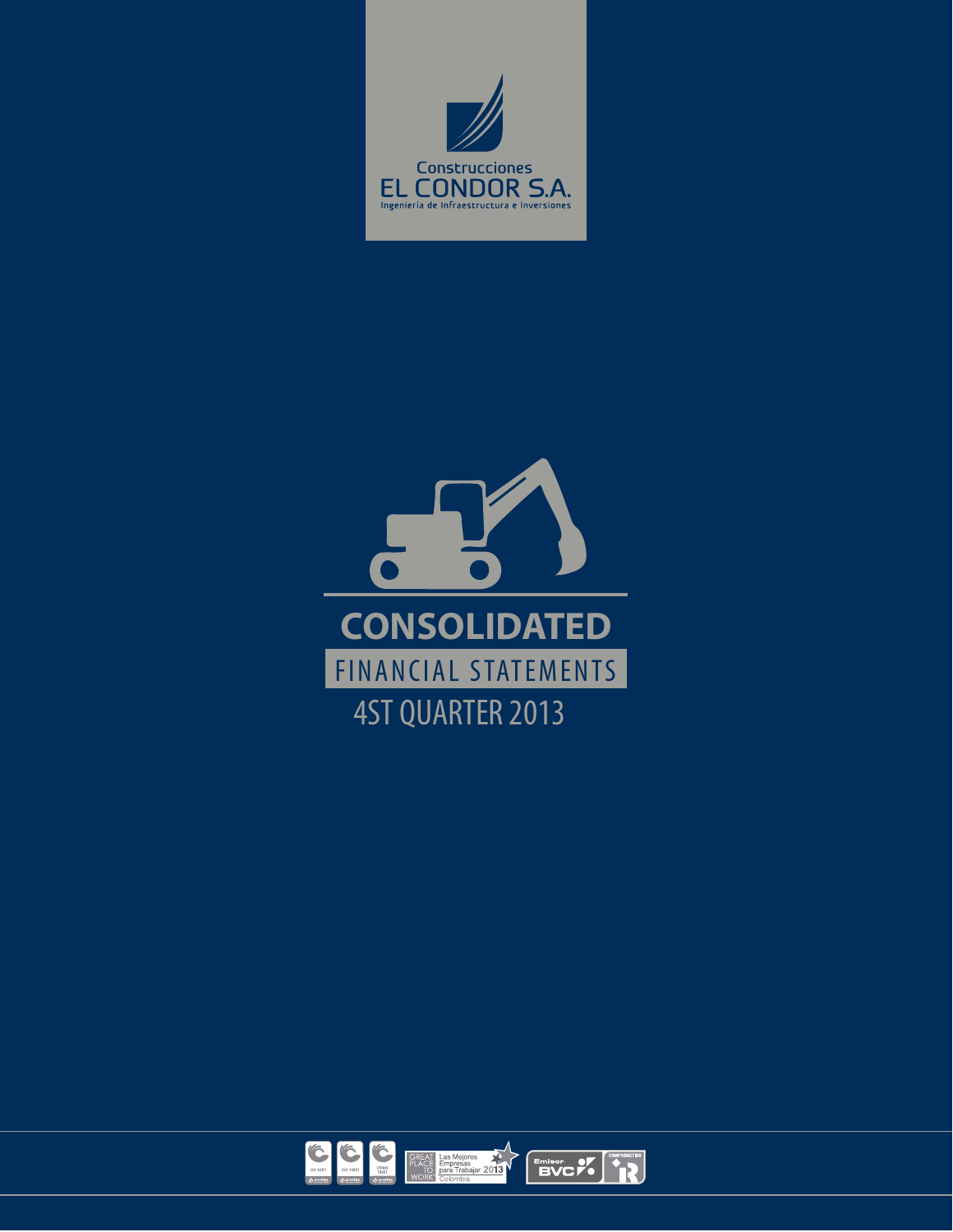Construcciones
EL CONDOR S.A.
Ingenieria de Infraestructura e Inversiones

# CONSOLIDATED

## FINANCIAL STATEMENTS

4ST QUARTER 2013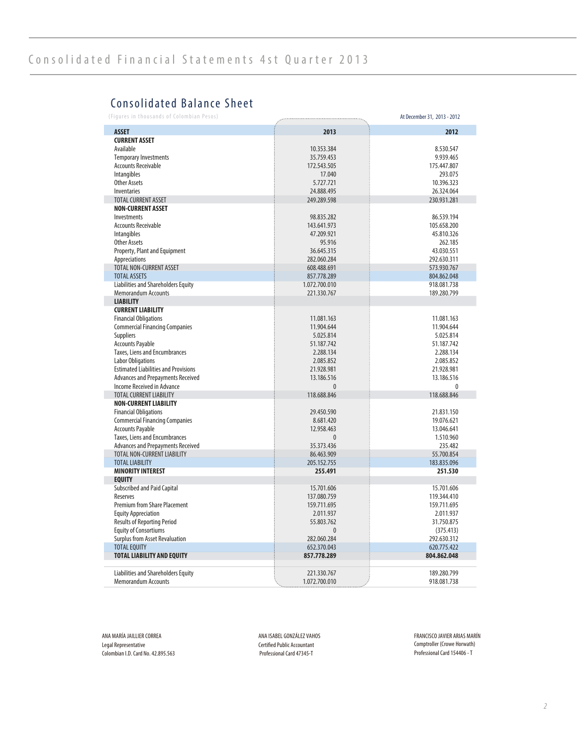# Consolidated Financial Statements 4st Quarter 2013

## Consolidated Balance Sheet

(Figures in thousands of Colombian Pesos)

At December 31, 2013 - 2012

| ASSET | 2013 | 2012 |
|---|---|---|
| **CURRENT ASSET** | | |
| Available | 10.353.384 | 8.530.547 |
| Temporary Investments | 35.759.453 | 9.939.465 |
| Accounts Receivable | 172.543.505 | 175.447.807 |
| Intangibles | 17.040 | 293.075 |
| Other Assets | 5.727.721 | 10.396.323 |
| Inventaries | 24.888.495 | 26.324.064 |
| TOTAL CURRENT ASSET | 249.289.598 | 230.931.281 |
| **NON-CURRENT ASSET** | | |
| Investments | 98.835.282 | 86.539.194 |
| Accounts Receivable | 143.641.973 | 105.658.200 |
| Intangibles | 47.209.921 | 45.810.326 |
| Other Assets | 95.916 | 262.185 |
| Property, Plant and Equipment | 36.645.315 | 43.030.551 |
| Appreciations | 282.060.284 | 292.630.311 |
| TOTAL NON-CURRENT ASSET | 608.488.691 | 573.930.767 |
| TOTAL ASSETS | 857.778.289 | 804.862.048 |
| Liabilities and Shareholders Equity | 1.072.700.010 | 918.081.738 |
| Memorandum Accounts | 221.330.767 | 189.280.799 |
| **LIABILITY** | | |
| **CURRENT LIABILITY** | | |
| Financial Obligations | 11.081.163 | 11.081.163 |
| Commercial Financing Companies | 11.904.644 | 11.904.644 |
| Suppliers | 5.025.814 | 5.025.814 |
| Accounts Payable | 51.187.742 | 51.187.742 |
| Taxes, Liens and Encumbrances | 2.288.134 | 2.288.134 |
| Labor Obligations | 2.085.852 | 2.085.852 |
| Estimated Liabilities and Provisions | 21.928.981 | 21.928.981 |
| Advances and Prepayments Received | 13.186.516 | 13.186.516 |
| Income Received in Advance | 0 | 0 |
| TOTAL CURRENT LIABILITY | 118.688.846 | 118.688.846 |
| **NON-CURRENT LIABILITY** | | |
| Financial Obligations | 29.450.590 | 21.831.150 |
| Commercial Financing Companies | 8.681.420 | 19.076.621 |
| Accounts Payable | 12.958.463 | 13.046.641 |
| Taxes, Liens and Encumbrances | 0 | 1.510.960 |
| Advances and Prepayments Received | 35.373.436 | 235.482 |
| TOTAL NON-CURRENT LIABILITY | 86.463.909 | 55.700.854 |
| TOTAL LIABILITY | 205.152.755 | 183.835.096 |
| **MINORITY INTEREST** | **255.491** | **251.530** |
| **EQUITY** | | |
| Subscribed and Paid Capital | 15.701.606 | 15.701.606 |
| Reserves | 137.080.759 | 119.344.410 |
| Premium from Share Placement | 159.711.695 | 159.711.695 |
| Equity Appreciation | 2.011.937 | 2.011.937 |
| Results of Reporting Period | 55.803.762 | 31.750.875 |
| Equity of Consortiums | 0 | (375.413) |
| Surplus from Asset Revaluation | 282.060.284 | 292.630.312 |
| TOTAL EQUITY | 652.370.043 | 620.775.422 |
| **TOTAL LIABILITY AND EQUITY** | **857.778.289** | **804.862.048** |
| | | |
| Liabilities and Shareholders Equity | 221.330.767 | 189.280.799 |
| Memorandum Accounts | 1.072.700.010 | 918.081.738 |

ANA MARÍA JAILLIER CORREA
Legal Representative
Colombian I.D. Card No. 42.895.563

ANA ISABEL GONZÁLEZ VAHOS
Certified Public Accountant
Professional Card 47345-T

FRANCISCO JAVIER ARIAS MARÍN
Comptroller (Crowe Horwath)
Professional Card 154406 - T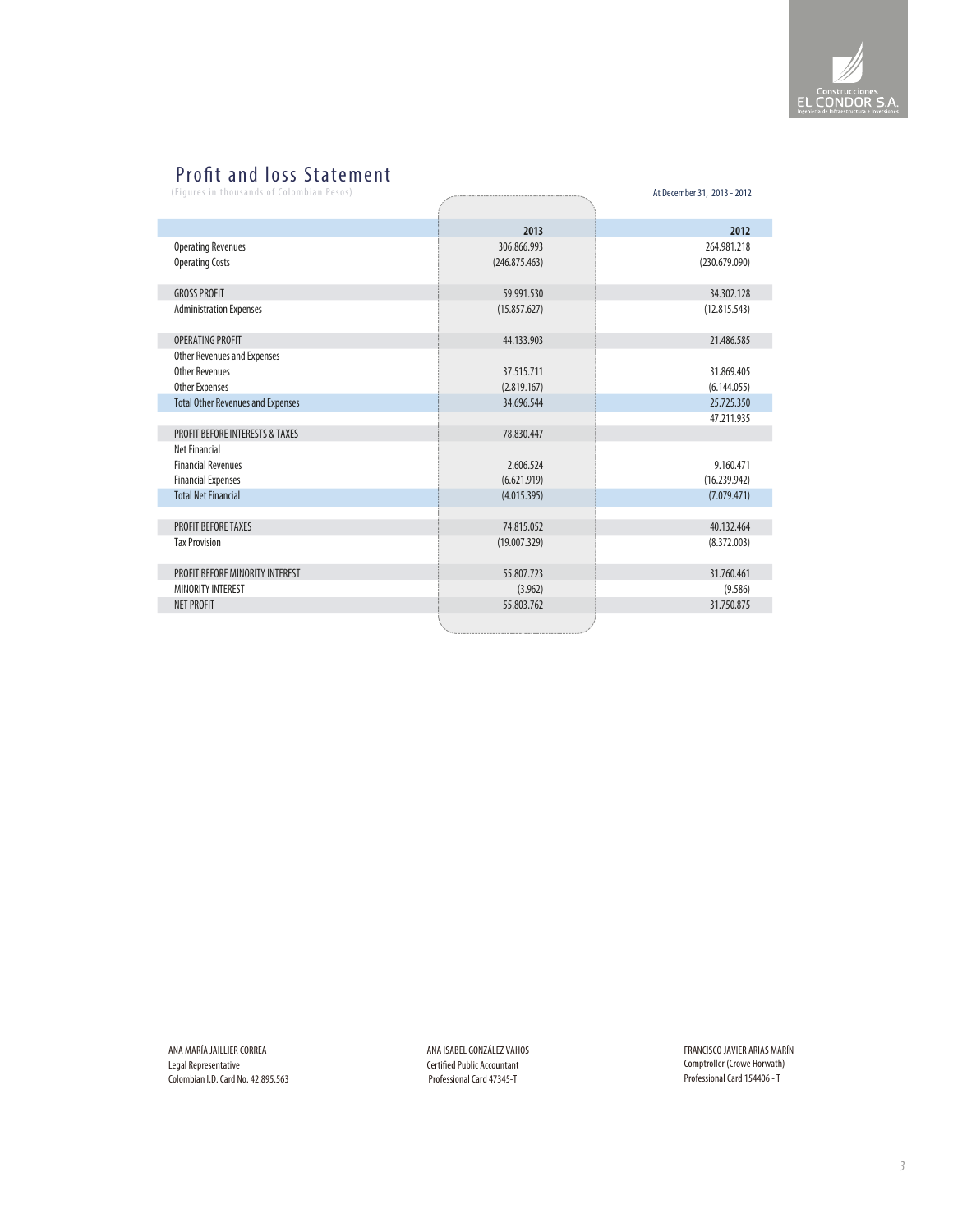## Profit and loss Statement

(Figures in thousands of Colombian Pesos)

At December 31, 2013 - 2012

| | 2013 | 2012 |
|---|---|---|
| Operating Revenues | 306.866.993 | 264.981.218 |
| Operating Costs | (246.875.463) | (230.679.090) |
| GROSS PROFIT | 59.991.530 | 34.302.128 |
| Administration Expenses | (15.857.627) | (12.815.543) |
| OPERATING PROFIT | 44.133.903 | 21.486.585 |
| Other Revenues and Expenses | | |
| Other Revenues | 37.515.711 | 31.869.405 |
| Other Expenses | (2.819.167) | (6.144.055) |
| Total Other Revenues and Expenses | 34.696.544 | 25.725.350 |
| PROFIT BEFORE INTERESTS & TAXES | 78.830.447 | 47.211.935 |
| Net Financial | | |
| Financial Revenues | 2.606.524 | 9.160.471 |
| Financial Expenses | (6.621.919) | (16.239.942) |
| Total Net Financial | (4.015.395) | (7.079.471) |
| PROFIT BEFORE TAXES | 74.815.052 | 40.132.464 |
| Tax Provision | (19.007.329) | (8.372.003) |
| PROFIT BEFORE MINORITY INTEREST | 55.807.723 | 31.760.461 |
| MINORITY INTEREST | (3.962) | (9.586) |
| NET PROFIT | 55.803.762 | 31.750.875 |

ANA MARÍA JAILLIER CORREA
Legal Representative
Colombian I.D. Card No. 42.895.563

ANA ISABEL GONZÁLEZ VAHOS
Certified Public Accountant
Professional Card 47345-T

FRANCISCO JAVIER ARIAS MARÍN
Comptroller (Crowe Horwath)
Professional Card 154406 - T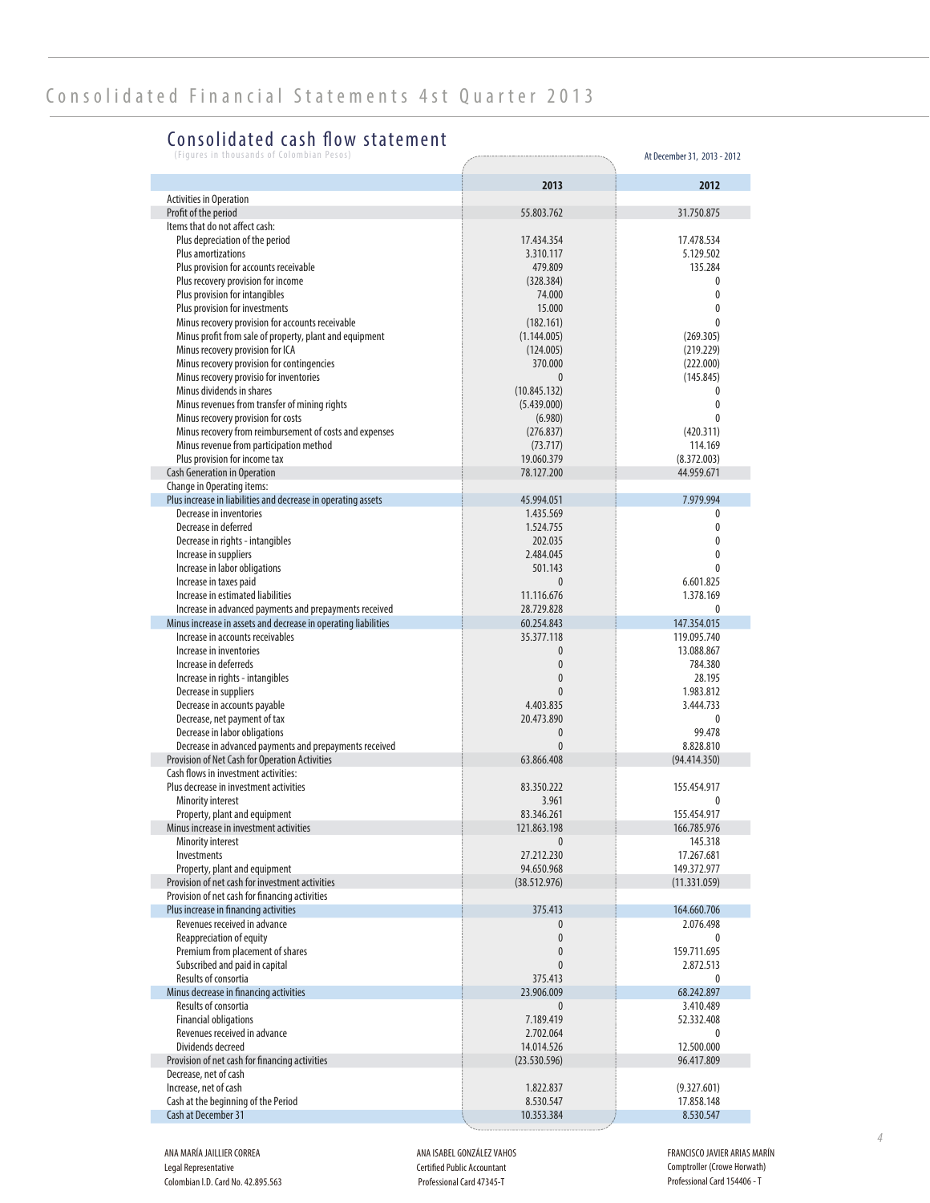# Consolidated Financial Statements 4st Quarter 2013

## Consolidated cash flow statement

(Figures in thousands of Colombian Pesos)

At December 31, 2013 - 2012

| | 2013 | 2012 |
|---|---|---|
| Activities in Operation | | |
| Profit of the period | 55.803.762 | 31.750.875 |
| Items that do not affect cash: | | |
| Plus depreciation of the period | 17.434.354 | 17.478.534 |
| Plus amortizations | 3.310.117 | 5.129.502 |
| Plus provision for accounts receivable | 479.809 | 135.284 |
| Plus recovery provision for income | (328.384) | 0 |
| Plus provision for intangibles | 74.000 | 0 |
| Plus provision for investments | 15.000 | 0 |
| Minus recovery provision for accounts receivable | (182.161) | 0 |
| Minus profit from sale of property, plant and equipment | (1.144.005) | (269.305) |
| Minus recovery provision for ICA | (124.005) | (219.229) |
| Minus recovery provision for contingencies | 370.000 | (222.000) |
| Minus recovery provisio for inventories | 0 | (145.845) |
| Minus dividends in shares | (10.845.132) | 0 |
| Minus revenues from transfer of mining rights | (5.439.000) | 0 |
| Minus recovery provision for costs | (6.980) | 0 |
| Minus recovery from reimbursement of costs and expenses | (276.837) | (420.311) |
| Minus revenue from participation method | (73.717) | 114.169 |
| Plus provision for income tax | 19.060.379 | (8.372.003) |
| Cash Generation in Operation | 78.127.200 | 44.959.671 |
| Change in Operating items: | | |
| Plus increase in liabilities and decrease in operating assets | 45.994.051 | 7.979.994 |
| Decrease in inventories | 1.435.569 | 0 |
| Decrease in deferred | 1.524.755 | 0 |
| Decrease in rights - intangibles | 202.035 | 0 |
| Increase in suppliers | 2.484.045 | 0 |
| Increase in labor obligations | 501.143 | 0 |
| Increase in taxes paid | 0 | 6.601.825 |
| Increase in estimated liabilities | 11.116.676 | 1.378.169 |
| Increase in advanced payments and prepayments received | 28.729.828 | 0 |
| Minus increase in assets and decrease in operating liabilities | 60.254.843 | 147.354.015 |
| Increase in accounts receivables | 35.377.118 | 119.095.740 |
| Increase in inventories | 0 | 13.088.867 |
| Increase in deferreds | 0 | 784.380 |
| Increase in rights - intangibles | 0 | 28.195 |
| Decrease in suppliers | 0 | 1.983.812 |
| Decrease in accounts payable | 4.403.835 | 3.444.733 |
| Decrease, net payment of tax | 20.473.890 | 0 |
| Decrease in labor obligations | 0 | 99.478 |
| Decrease in advanced payments and prepayments received | 0 | 8.828.810 |
| Provision of Net Cash for Operation Activities | 63.866.408 | (94.414.350) |
| Cash flows in investment activities: | | |
| Plus decrease in investment activities | 83.350.222 | 155.454.917 |
| Minority interest | 3.961 | 0 |
| Property, plant and equipment | 83.346.261 | 155.454.917 |
| Minus increase in investment activities | 121.863.198 | 166.785.976 |
| Minority interest | 0 | 145.318 |
| Investments | 27.212.230 | 17.267.681 |
| Property, plant and equipment | 94.650.968 | 149.372.977 |
| Provision of net cash for investment activities | (38.512.976) | (11.331.059) |
| Provision of net cash for financing activities | | |
| Plus increase in financing activities | 375.413 | 164.660.706 |
| Revenues received in advance | 0 | 2.076.498 |
| Reappreciation of equity | 0 | 0 |
| Premium from placement of shares | 0 | 159.711.695 |
| Subscribed and paid in capital | 0 | 2.872.513 |
| Results of consortia | 375.413 | 0 |
| Minus decrease in financing activities | 23.906.009 | 68.242.897 |
| Results of consortia | 0 | 3.410.489 |
| Financial obligations | 7.189.419 | 52.332.408 |
| Revenues received in advance | 2.702.064 | 0 |
| Dividends decreed | 14.014.526 | 12.500.000 |
| Provision of net cash for financing activities | (23.530.596) | 96.417.809 |
| Decrease, net of cash | | |
| Increase, net of cash | 1.822.837 | (9.327.601) |
| Cash at the beginning of the Period | 8.530.547 | 17.858.148 |
| Cash at December 31 | 10.353.384 | 8.530.547 |

ANA MARÍA JAILLIER CORREA
Legal Representative
Colombian I.D. Card No. 42.895.563

ANA ISABEL GONZÁLEZ VAHOS
Certified Public Accountant
Professional Card 47345-T

FRANCISCO JAVIER ARIAS MARÍN
Comptroller (Crowe Horwath)
Professional Card 154406 - T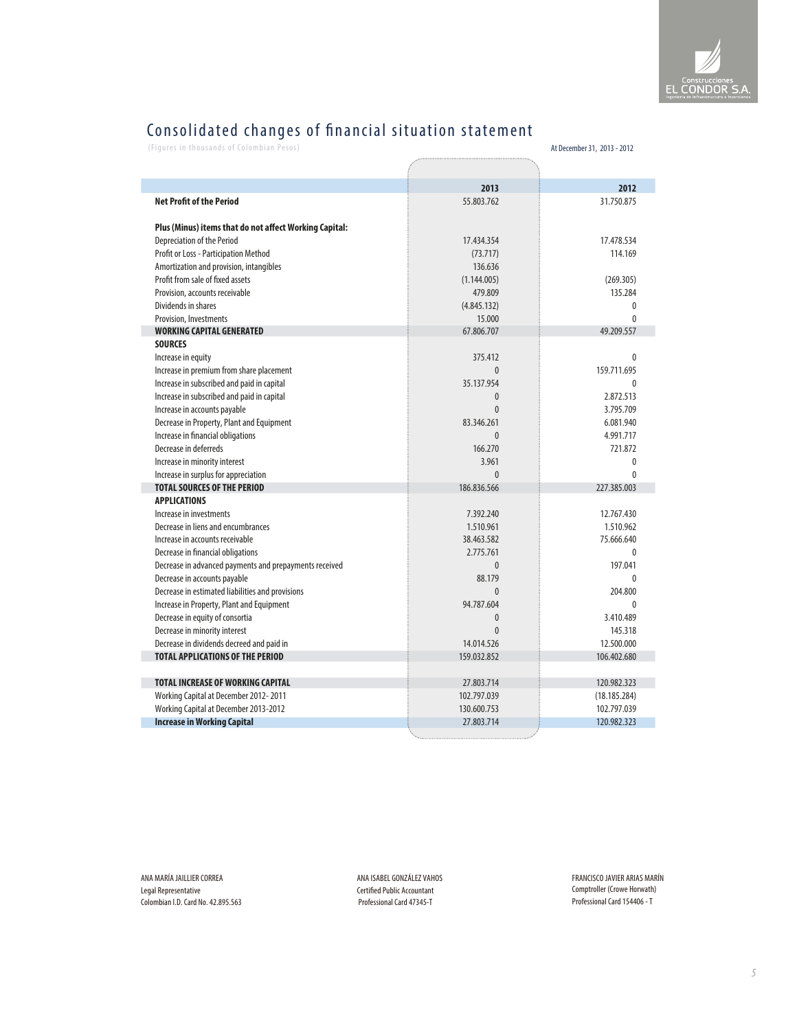# Consolidated changes of financial situation statement

(Figures in thousands of Colombian Pesos)

At December 31, 2013 - 2012

| | 2013 | 2012 |
|---|---|---|
| **Net Profit of the Period** | 55.803.762 | 31.750.875 |
| | | |
| **Plus (Minus) items that do not affect Working Capital:** | | |
| Depreciation of the Period | 17.434.354 | 17.478.534 |
| Profit or Loss - Participation Method | (73.717) | 114.169 |
| Amortization and provision, intangibles | 136.636 | |
| Profit from sale of fixed assets | (1.144.005) | (269.305) |
| Provision, accounts receivable | 479.809 | 135.284 |
| Dividends in shares | (4.845.132) | 0 |
| Provision, Investments | 15.000 | 0 |
| **WORKING CAPITAL GENERATED** | 67.806.707 | 49.209.557 |
| **SOURCES** | | |
| Increase in equity | 375.412 | 0 |
| Increase in premium from share placement | 0 | 159.711.695 |
| Increase in subscribed and paid in capital | 35.137.954 | 0 |
| Increase in subscribed and paid in capital | 0 | 2.872.513 |
| Increase in accounts payable | 0 | 3.795.709 |
| Decrease in Property, Plant and Equipment | 83.346.261 | 6.081.940 |
| Increase in financial obligations | 0 | 4.991.717 |
| Decrease in deferreds | 166.270 | 721.872 |
| Increase in minority interest | 3.961 | 0 |
| Increase in surplus for appreciation | 0 | 0 |
| **TOTAL SOURCES OF THE PERIOD** | 186.836.566 | 227.385.003 |
| **APPLICATIONS** | | |
| Increase in investments | 7.392.240 | 12.767.430 |
| Decrease in liens and encumbrances | 1.510.961 | 1.510.962 |
| Increase in accounts receivable | 38.463.582 | 75.666.640 |
| Decrease in financial obligations | 2.775.761 | 0 |
| Decrease in advanced payments and prepayments received | 0 | 197.041 |
| Decrease in accounts payable | 88.179 | 0 |
| Decrease in estimated liabilities and provisions | 0 | 204.800 |
| Increase in Property, Plant and Equipment | 94.787.604 | 0 |
| Decrease in equity of consortia | 0 | 3.410.489 |
| Decrease in minority interest | 0 | 145.318 |
| Decrease in dividends decreed and paid in | 14.014.526 | 12.500.000 |
| **TOTAL APPLICATIONS OF THE PERIOD** | 159.032.852 | 106.402.680 |
| | | |
| **TOTAL INCREASE OF WORKING CAPITAL** | 27.803.714 | 120.982.323 |
| Working Capital at December 2012- 2011 | 102.797.039 | (18.185.284) |
| Working Capital at December 2013-2012 | 130.600.753 | 102.797.039 |
| **Increase in Working Capital** | 27.803.714 | 120.982.323 |

ANA MARÍA JAILLIER CORREA
Legal Representative
Colombian I.D. Card No. 42.895.563

ANA ISABEL GONZÁLEZ VAHOS
Certified Public Accountant
Professional Card 47345-T

FRANCISCO JAVIER ARIAS MARÍN
Comptroller (Crowe Horwath)
Professional Card 154406 - T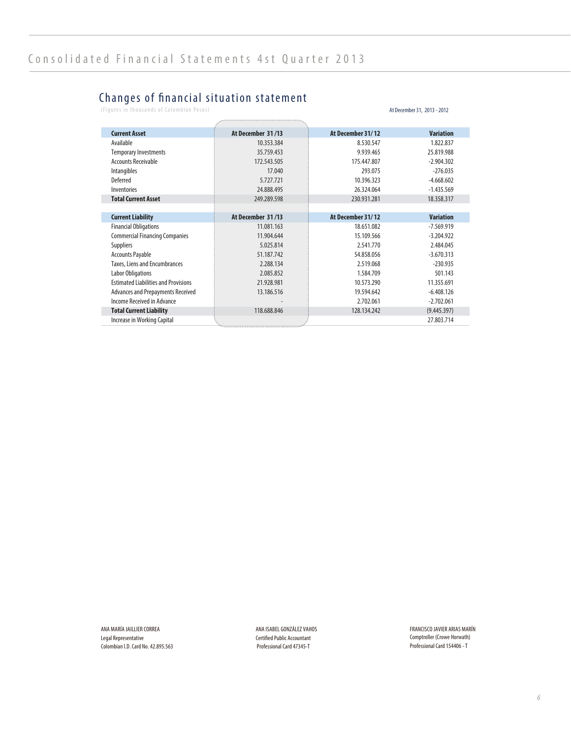# Consolidated Financial Statements 4st Quarter 2013

## Changes of financial situation statement

(Figures in thousands of Colombian Pesos)

At December 31, 2013 - 2012

| **Current Asset** | **At December 31 /13** | **At December 31/ 12** | **Variation** |
|---|---|---|---|
| Available | 10.353.384 | 8.530.547 | 1.822.837 |
| Temporary Investments | 35.759.453 | 9.939.465 | 25.819.988 |
| Accounts Receivable | 172.543.505 | 175.447.807 | -2.904.302 |
| Intangibles | 17.040 | 293.075 | -276.035 |
| Deferred | 5.727.721 | 10.396.323 | -4.668.602 |
| Inventories | 24.888.495 | 26.324.064 | -1.435.569 |
| **Total Current Asset** | 249.289.598 | 230.931.281 | 18.358.317 |

| **Current Liability** | **At December 31 /13** | **At December 31/ 12** | **Variation** |
|---|---|---|---|
| Financial Obligations | 11.081.163 | 18.651.082 | -7.569.919 |
| Commercial Financing Companies | 11.904.644 | 15.109.566 | -3.204.922 |
| Suppliers | 5.025.814 | 2.541.770 | 2.484.045 |
| Accounts Payable | 51.187.742 | 54.858.056 | -3.670.313 |
| Taxes, Liens and Encumbrances | 2.288.134 | 2.519.068 | -230.935 |
| Labor Obligations | 2.085.852 | 1.584.709 | 501.143 |
| Estimated Liabilities and Provisions | 21.928.981 | 10.573.290 | 11.355.691 |
| Advances and Prepayments Received | 13.186.516 | 19.594.642 | -6.408.126 |
| Income Received in Advance | - | 2.702.061 | -2.702.061 |
| **Total Current Liability** | 118.688.846 | 128.134.242 | (9.445.397) |
| Increase in Working Capital | | | 27.803.714 |

ANA MARÍA JAILLIER CORREA
Legal Representative
Colombian I.D. Card No. 42.895.563

ANA ISABEL GONZÁLEZ VAHOS
Certified Public Accountant
Professional Card 47345-T

FRANCISCO JAVIER ARIAS MARÍN
Comptroller (Crowe Horwath)
Professional Card 154406 - T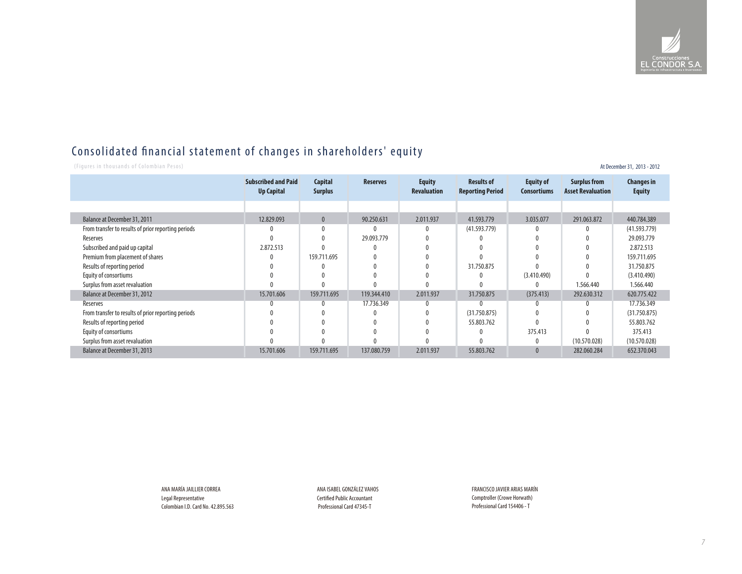## Consolidated financial statement of changes in shareholders' equity

(Figures in thousands of Colombian Pesos)

At December 31, 2013 - 2012

| | Subscribed and Paid Up Capital | Capital Surplus | Reserves | Equity Revaluation | Results of Reporting Period | Equity of Consortiums | Surplus from Asset Revaluation | Changes in Equity |
|---|---|---|---|---|---|---|---|---|
| Balance at December 31, 2011 | 12.829.093 | 0 | 90.250.631 | 2.011.937 | 41.593.779 | 3.035.077 | 291.063.872 | 440.784.389 |
| From transfer to results of prior reporting periods | 0 | 0 | 0 | 0 | (41.593.779) | 0 | 0 | (41.593.779) |
| Reserves | 0 | 0 | 29.093.779 | 0 | 0 | 0 | 0 | 29.093.779 |
| Subscribed and paid up capital | 2.872.513 | 0 | 0 | 0 | 0 | 0 | 0 | 2.872.513 |
| Premium from placement of shares | 0 | 159.711.695 | 0 | 0 | 0 | 0 | 0 | 159.711.695 |
| Results of reporting period | 0 | 0 | 0 | 0 | 31.750.875 | 0 | 0 | 31.750.875 |
| Equity of consortiums | 0 | 0 | 0 | 0 | 0 | (3.410.490) | 0 | (3.410.490) |
| Surplus from asset revaluation | 0 | 0 | 0 | 0 | 0 | 0 | 1.566.440 | 1.566.440 |
| Balance at December 31, 2012 | 15.701.606 | 159.711.695 | 119.344.410 | 2.011.937 | 31.750.875 | (375.413) | 292.630.312 | 620.775.422 |
| Reserves | 0 | 0 | 17.736.349 | 0 | 0 | 0 | 0 | 17.736.349 |
| From transfer to results of prior reporting periods | 0 | 0 | 0 | 0 | (31.750.875) | 0 | 0 | (31.750.875) |
| Results of reporting period | 0 | 0 | 0 | 0 | 55.803.762 | 0 | 0 | 55.803.762 |
| Equity of consortiums | 0 | 0 | 0 | 0 | 0 | 375.413 | 0 | 375.413 |
| Surplus from asset revaluation | 0 | 0 | 0 | 0 | 0 | 0 | (10.570.028) | (10.570.028) |
| Balance at December 31, 2013 | 15.701.606 | 159.711.695 | 137.080.759 | 2.011.937 | 55.803.762 | 0 | 282.060.284 | 652.370.043 |

ANA MARÍA JAILLIER CORREA
Legal Representative
Colombian I.D. Card No. 42.895.563

ANA ISABEL GONZÁLEZ VAHOS
Certified Public Accountant
Professional Card 47345-T

FRANCISCO JAVIER ARIAS MARÍN
Comptroller (Crowe Horwath)
Professional Card 154406 - T